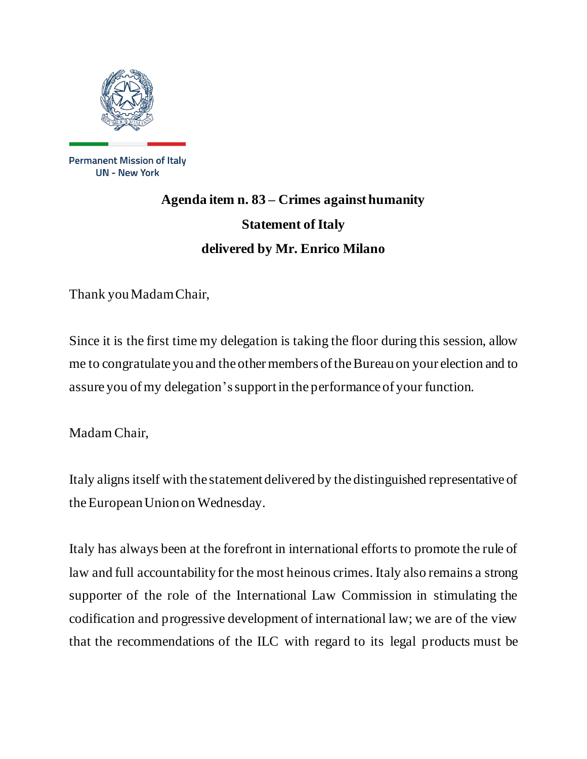Permanent Mission of Italy
UN - New York

**Agenda item n. 83 – Crimes against humanity**

**Statement of Italy**

**delivered by Mr. Enrico Milano**

Thank you Madam Chair,

Since it is the first time my delegation is taking the floor during this session, allow me to congratulate you and the other members of the Bureau on your election and to assure you of my delegation's support in the performance of your function.

Madam Chair,

Italy aligns itself with the statement delivered by the distinguished representative of the European Union on Wednesday.

Italy has always been at the forefront in international efforts to promote the rule of law and full accountability for the most heinous crimes. Italy also remains a strong supporter of the role of the International Law Commission in stimulating the codification and progressive development of international law; we are of the view that the recommendations of the ILC with regard to its legal products must be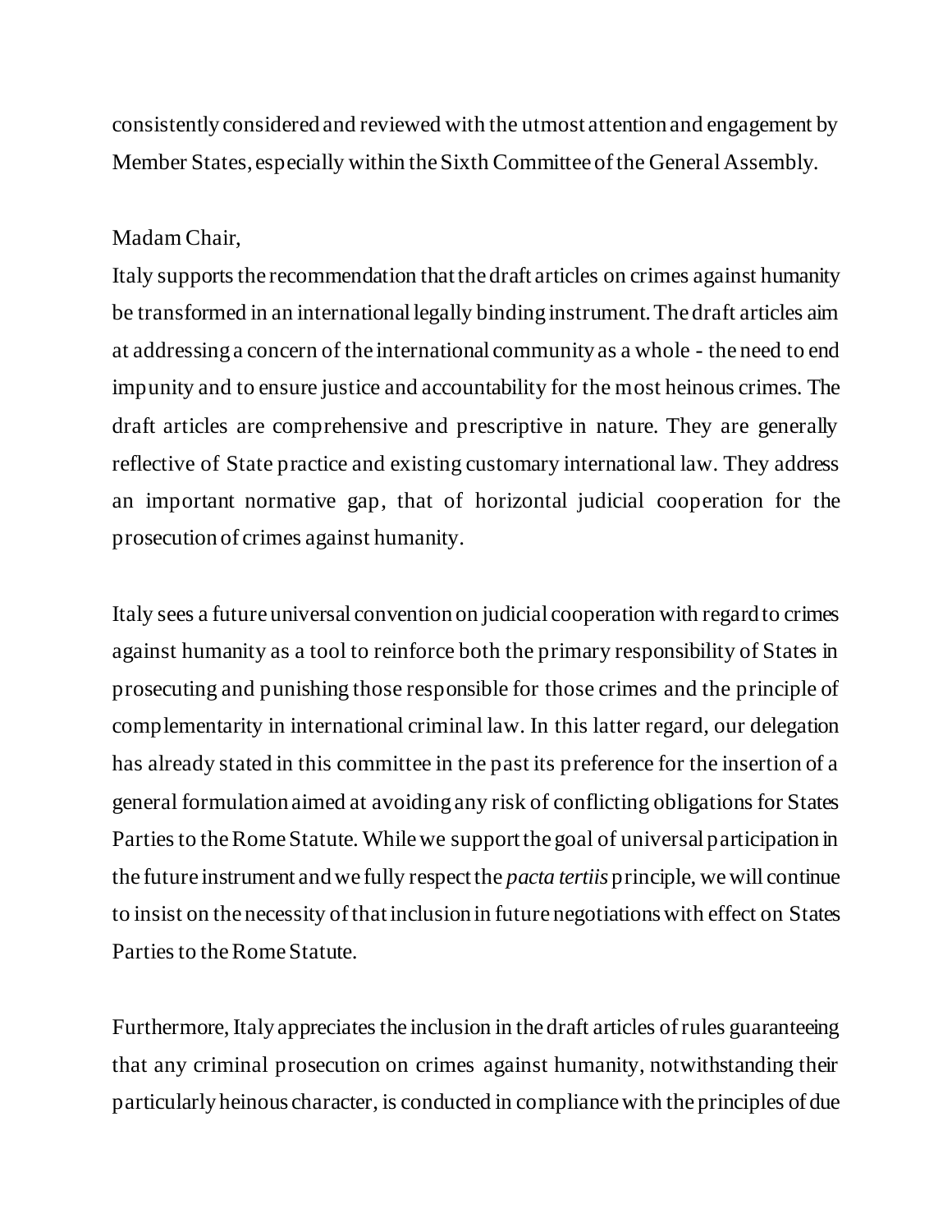consistently considered and reviewed with the utmost attention and engagement by Member States, especially within the Sixth Committee of the General Assembly.

Madam Chair,

Italy supports the recommendation that the draft articles on crimes against humanity be transformed in an international legally binding instrument. The draft articles aim at addressing a concern of the international community as a whole - the need to end impunity and to ensure justice and accountability for the most heinous crimes. The draft articles are comprehensive and prescriptive in nature. They are generally reflective of State practice and existing customary international law. They address an important normative gap, that of horizontal judicial cooperation for the prosecution of crimes against humanity.

Italy sees a future universal convention on judicial cooperation with regard to crimes against humanity as a tool to reinforce both the primary responsibility of States in prosecuting and punishing those responsible for those crimes and the principle of complementarity in international criminal law. In this latter regard, our delegation has already stated in this committee in the past its preference for the insertion of a general formulation aimed at avoiding any risk of conflicting obligations for States Parties to the Rome Statute. While we support the goal of universal participation in the future instrument and we fully respect the *pacta tertiis* principle, we will continue to insist on the necessity of that inclusion in future negotiations with effect on States Parties to the Rome Statute.

Furthermore, Italy appreciates the inclusion in the draft articles of rules guaranteeing that any criminal prosecution on crimes against humanity, notwithstanding their particularly heinous character, is conducted in compliance with the principles of due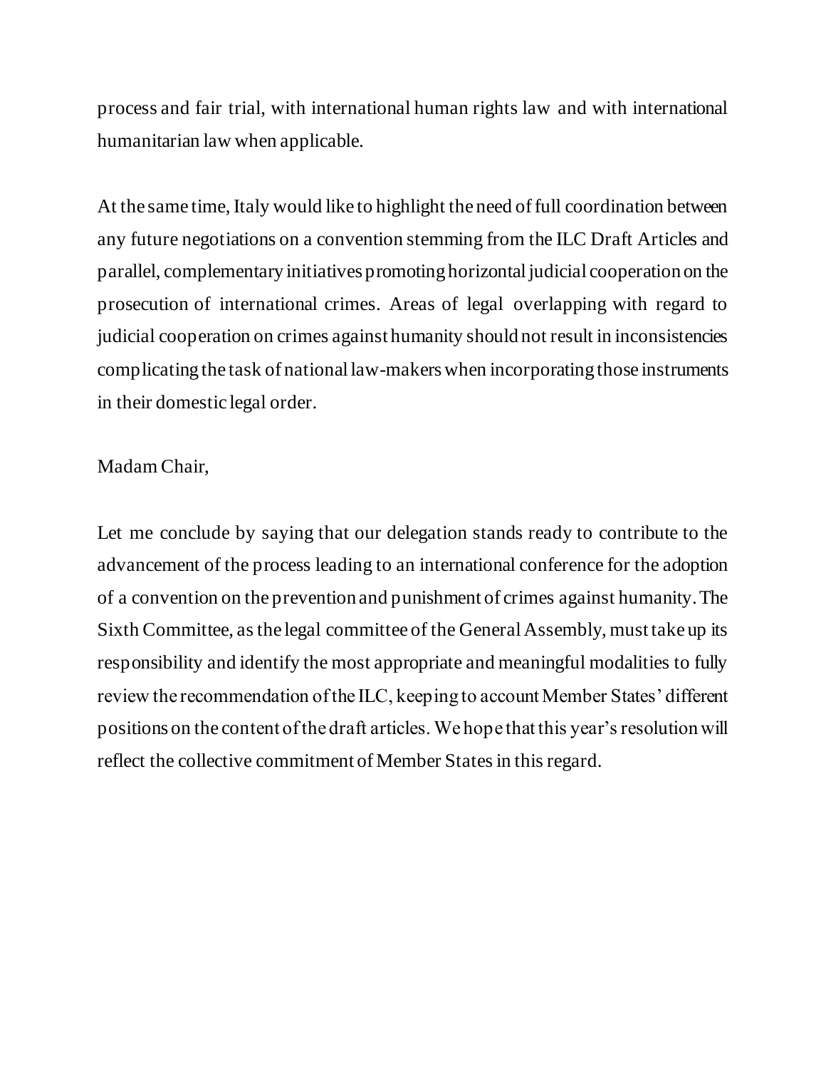process and fair trial, with international human rights law and with international humanitarian law when applicable.

At the same time, Italy would like to highlight the need of full coordination between any future negotiations on a convention stemming from the ILC Draft Articles and parallel, complementary initiatives promoting horizontal judicial cooperation on the prosecution of international crimes. Areas of legal overlapping with regard to judicial cooperation on crimes against humanity should not result in inconsistencies complicating the task of national law-makers when incorporating those instruments in their domestic legal order.

Madam Chair,

Let me conclude by saying that our delegation stands ready to contribute to the advancement of the process leading to an international conference for the adoption of a convention on the prevention and punishment of crimes against humanity. The Sixth Committee, as the legal committee of the General Assembly, must take up its responsibility and identify the most appropriate and meaningful modalities to fully review the recommendation of the ILC, keeping to account Member States' different positions on the content of the draft articles. We hope that this year's resolution will reflect the collective commitment of Member States in this regard.